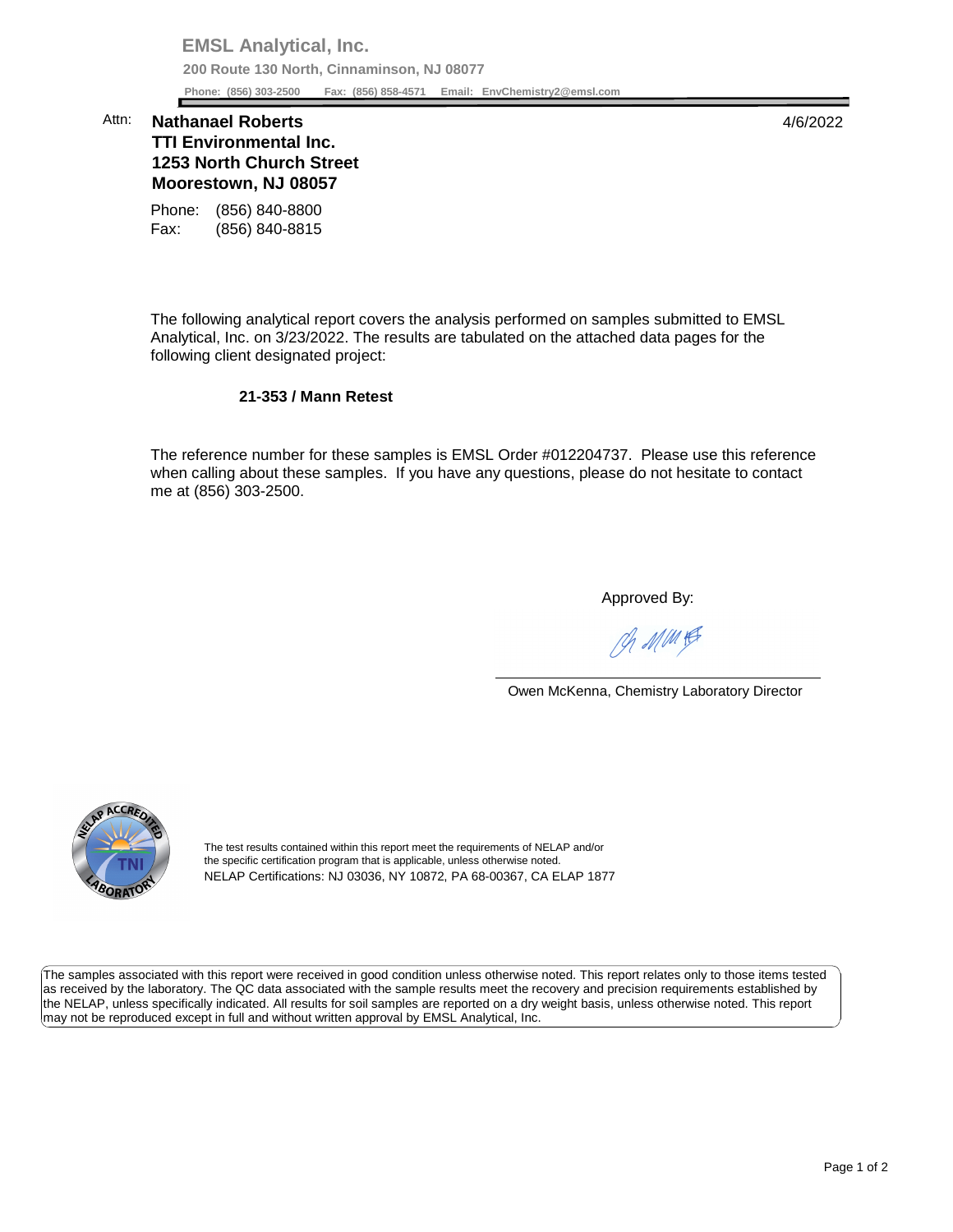**EMSL Analytical, Inc.**

**200 Route 130 North, Cinnaminson, NJ 08077**

**Phone: (856) 303-2500 Fax: (856) 858-4571 Email: EnvChemistry2@emsl.com**

Attn: **Nathanael Roberts**
**TTI Environmental Inc.**
**1253 North Church Street**
**Moorestown, NJ 08057**

4/6/2022

Phone: (856) 840-8800
Fax: (856) 840-8815

The following analytical report covers the analysis performed on samples submitted to EMSL Analytical, Inc. on 3/23/2022. The results are tabulated on the attached data pages for the following client designated project:

**21-353 / Mann Retest**

The reference number for these samples is EMSL Order #012204737. Please use this reference when calling about these samples. If you have any questions, please do not hesitate to contact me at (856) 303-2500.

Approved By:

Owen McKenna, Chemistry Laboratory Director

The test results contained within this report meet the requirements of NELAP and/or the specific certification program that is applicable, unless otherwise noted.
NELAP Certifications: NJ 03036, NY 10872, PA 68-00367, CA ELAP 1877

The samples associated with this report were received in good condition unless otherwise noted. This report relates only to those items tested as received by the laboratory. The QC data associated with the sample results meet the recovery and precision requirements established by the NELAP, unless specifically indicated. All results for soil samples are reported on a dry weight basis, unless otherwise noted. This report may not be reproduced except in full and without written approval by EMSL Analytical, Inc.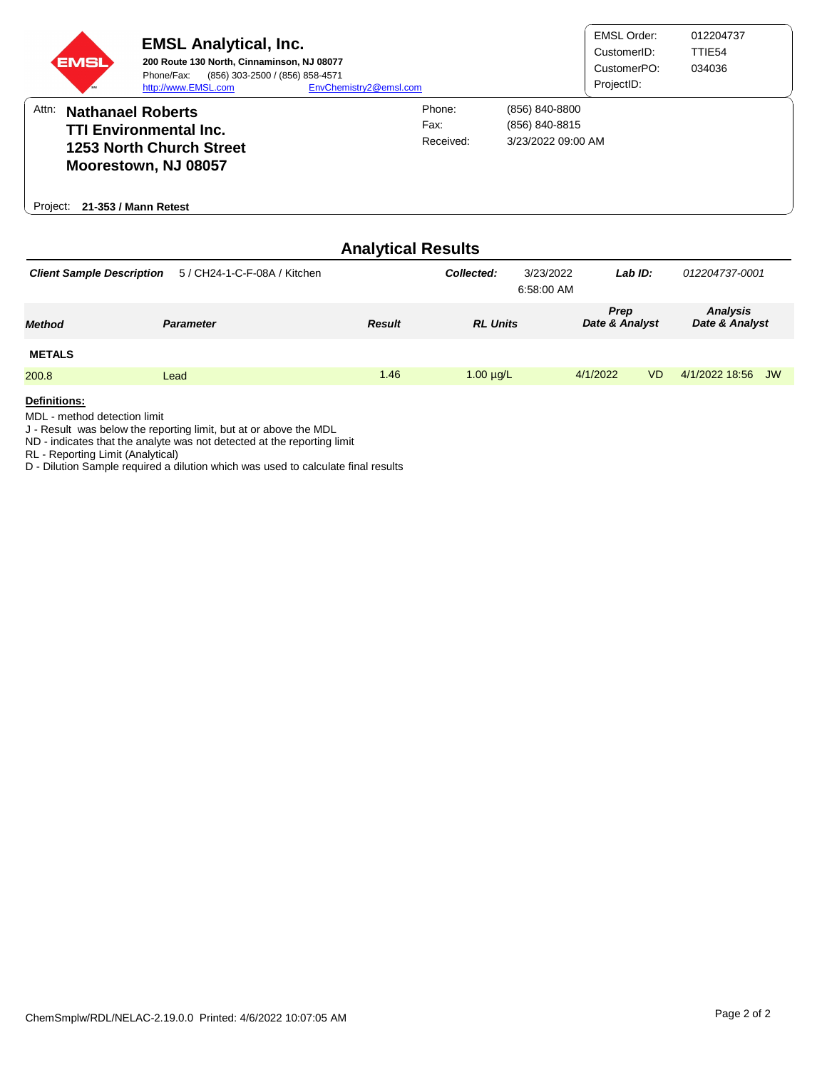**EMSL Analytical, Inc.**
**200 Route 130 North, Cinnaminson, NJ 08077**
Phone/Fax: (856) 303-2500 / (856) 858-4571
http://www.EMSL.com EnvChemistry2@emsl.com

| | |
|---|---|
| EMSL Order: | 012204737 |
| CustomerID: | TTIE54 |
| CustomerPO: | 034036 |
| ProjectID: | |

Attn: **Nathanael Roberts**
**TTI Environmental Inc.**
**1253 North Church Street**
**Moorestown, NJ 08057**

| | |
|---|---|
| Phone: | (856) 840-8800 |
| Fax: | (856) 840-8815 |
| Received: | 3/23/2022 09:00 AM |

Project: **21-353 / Mann Retest**

## Analytical Results

***Client Sample Description*** 5 / CH24-1-C-F-08A / Kitchen ***Collected:*** 3/23/2022 6:58:00 AM ***Lab ID:*** *012204737-0001*

| *Method* | *Parameter* | *Result* | *RL Units* | *Prep Date & Analyst* | | *Analysis Date & Analyst* | |
|---|---|---|---|---|---|---|---|
| **METALS** | | | | | | | |
| 200.8 | Lead | 1.46 | 1.00 µg/L | 4/1/2022 | VD | 4/1/2022 18:56 | JW |

**Definitions:**

MDL - method detection limit
J - Result was below the reporting limit, but at or above the MDL
ND - indicates that the analyte was not detected at the reporting limit
RL - Reporting Limit (Analytical)
D - Dilution Sample required a dilution which was used to calculate final results

ChemSmplw/RDL/NELAC-2.19.0.0 Printed: 4/6/2022 10:07:05 AM